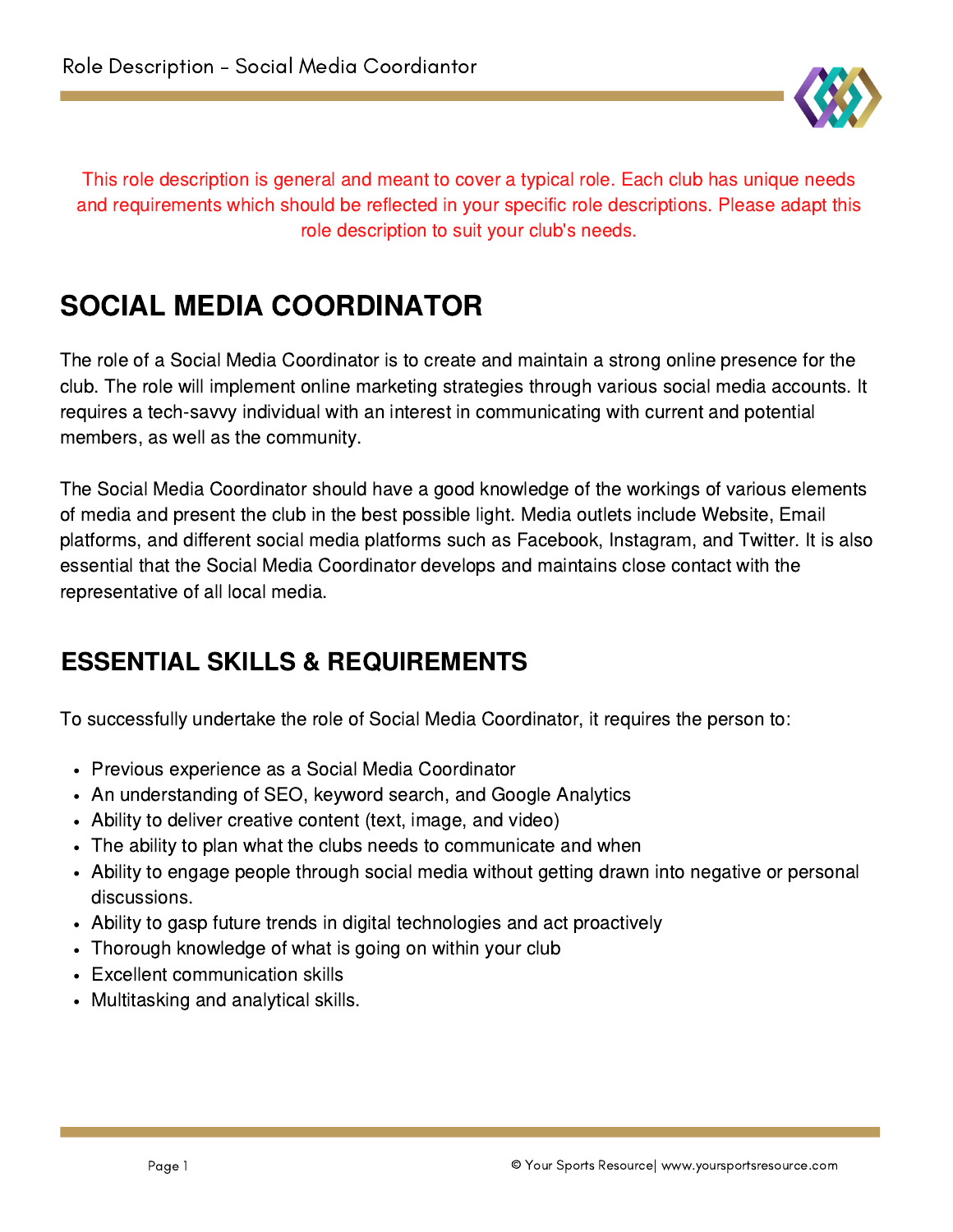This role description is general and meant to cover a typical role. Each club has unique needs and requirements which should be reflected in your specific role descriptions. Please adapt this role description to suit your club's needs.

# SOCIAL MEDIA COORDINATOR

The role of a Social Media Coordinator is to create and maintain a strong online presence for the club. The role will implement online marketing strategies through various social media accounts. It requires a tech-savvy individual with an interest in communicating with current and potential members, as well as the community.

The Social Media Coordinator should have a good knowledge of the workings of various elements of media and present the club in the best possible light. Media outlets include Website, Email platforms, and different social media platforms such as Facebook, Instagram, and Twitter. It is also essential that the Social Media Coordinator develops and maintains close contact with the representative of all local media.

## ESSENTIAL SKILLS & REQUIREMENTS

To successfully undertake the role of Social Media Coordinator, it requires the person to:

- Previous experience as a Social Media Coordinator
- An understanding of SEO, keyword search, and Google Analytics
- Ability to deliver creative content (text, image, and video)
- The ability to plan what the clubs needs to communicate and when
- Ability to engage people through social media without getting drawn into negative or personal discussions.
- Ability to gasp future trends in digital technologies and act proactively
- Thorough knowledge of what is going on within your club
- Excellent communication skills
- Multitasking and analytical skills.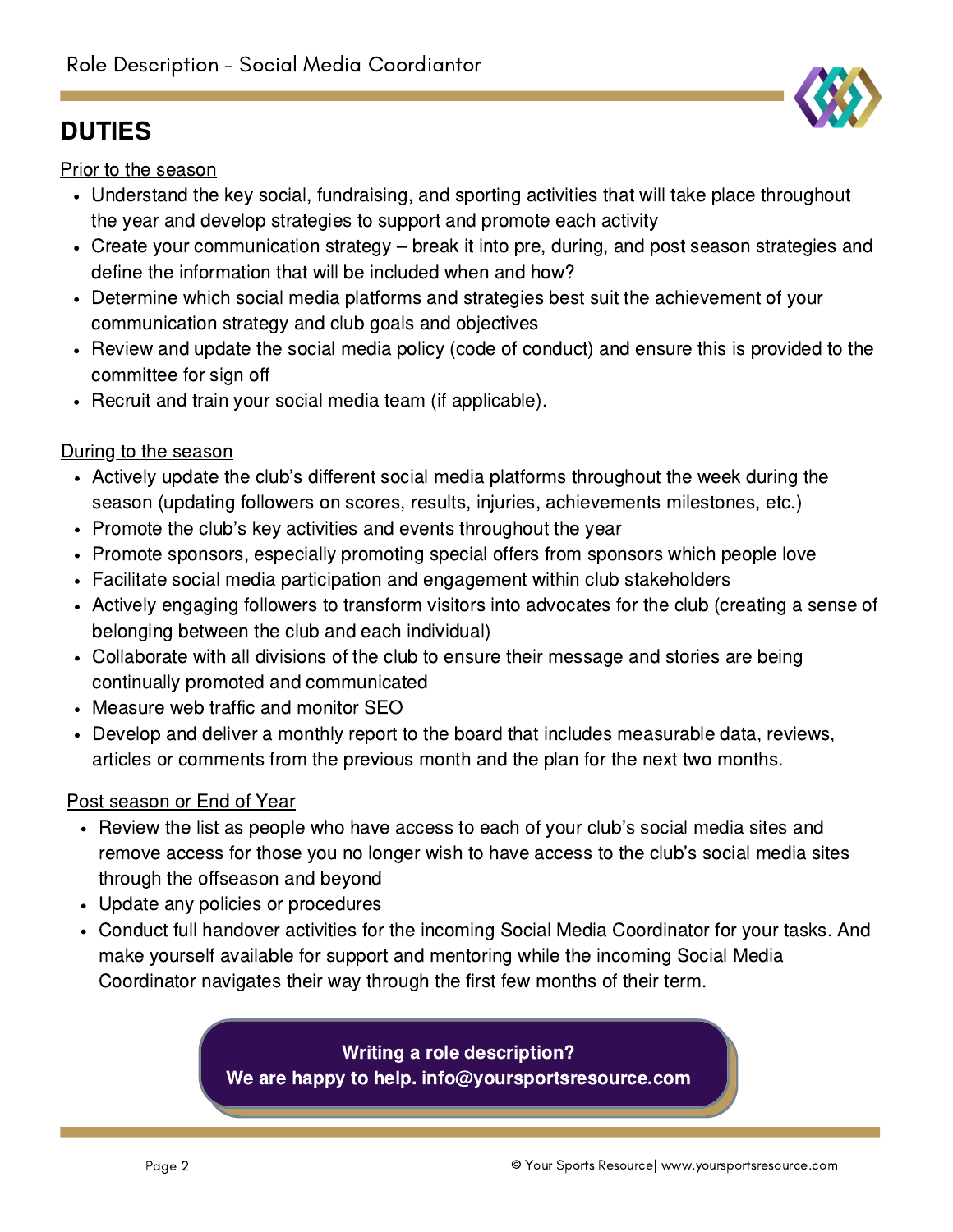## DUTIES

Prior to the season

- Understand the key social, fundraising, and sporting activities that will take place throughout the year and develop strategies to support and promote each activity
- Create your communication strategy – break it into pre, during, and post season strategies and define the information that will be included when and how?
- Determine which social media platforms and strategies best suit the achievement of your communication strategy and club goals and objectives
- Review and update the social media policy (code of conduct) and ensure this is provided to the committee for sign off
- Recruit and train your social media team (if applicable).

During to the season

- Actively update the club's different social media platforms throughout the week during the season (updating followers on scores, results, injuries, achievements milestones, etc.)
- Promote the club's key activities and events throughout the year
- Promote sponsors, especially promoting special offers from sponsors which people love
- Facilitate social media participation and engagement within club stakeholders
- Actively engaging followers to transform visitors into advocates for the club (creating a sense of belonging between the club and each individual)
- Collaborate with all divisions of the club to ensure their message and stories are being continually promoted and communicated
- Measure web traffic and monitor SEO
- Develop and deliver a monthly report to the board that includes measurable data, reviews, articles or comments from the previous month and the plan for the next two months.

Post season or End of Year

- Review the list as people who have access to each of your club's social media sites and remove access for those you no longer wish to have access to the club's social media sites through the offseason and beyond
- Update any policies or procedures
- Conduct full handover activities for the incoming Social Media Coordinator for your tasks. And make yourself available for support and mentoring while the incoming Social Media Coordinator navigates their way through the first few months of their term.

**Writing a role description?**
**We are happy to help. info@yoursportsresource.com**